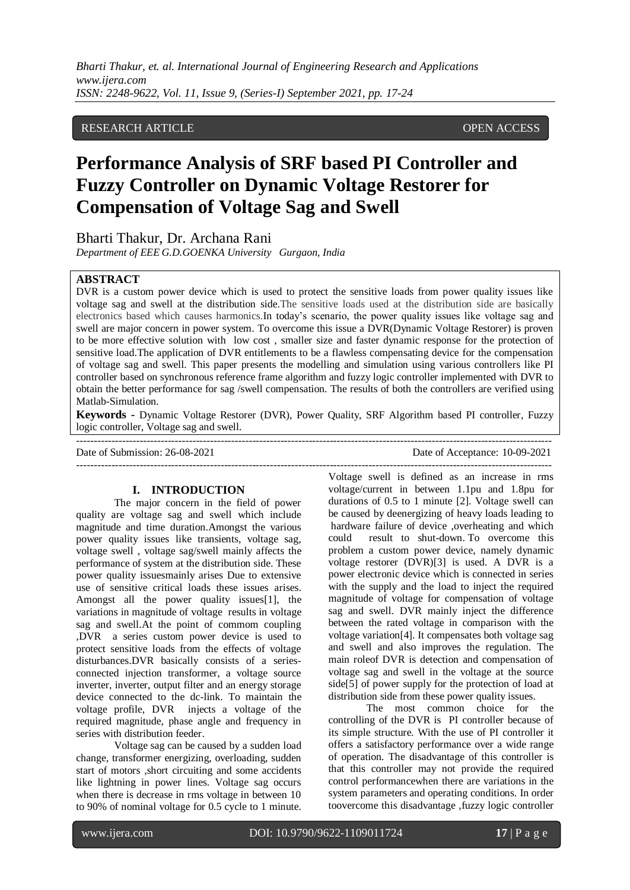RESEARCH ARTICLE OPEN ACCESS

# Performance Analysis of SRF based PI Controller and Fuzzy Controller on Dynamic Voltage Restorer for Compensation of Voltage Sag and Swell

Bharti Thakur, Dr. Archana Rani

*Department of EEE G.D.GOENKA University Gurgaon, India*

## ABSTRACT

DVR is a custom power device which is used to protect the sensitive loads from power quality issues like voltage sag and swell at the distribution side.The sensitive loads used at the distribution side are basically electronics based which causes harmonics.In today's scenario, the power quality issues like voltage sag and swell are major concern in power system. To overcome this issue a DVR(Dynamic Voltage Restorer) is proven to be more effective solution with low cost , smaller size and faster dynamic response for the protection of sensitive load.The application of DVR entitlements to be a flawless compensating device for the compensation of voltage sag and swell. This paper presents the modelling and simulation using various controllers like PI controller based on synchronous reference frame algorithm and fuzzy logic controller implemented with DVR to obtain the better performance for sag /swell compensation. The results of both the controllers are verified using Matlab-Simulation.

**Keywords -** Dynamic Voltage Restorer (DVR), Power Quality, SRF Algorithm based PI controller, Fuzzy logic controller, Voltage sag and swell.

Date of Submission: 26-08-2021 Date of Acceptance: 10-09-2021

## I. INTRODUCTION

The major concern in the field of power quality are voltage sag and swell which include magnitude and time duration.Amongst the various power quality issues like transients, voltage sag, voltage swell , voltage sag/swell mainly affects the performance of system at the distribution side. These power quality issuesmainly arises Due to extensive use of sensitive critical loads these issues arises. Amongst all the power quality issues[1], the variations in magnitude of voltage results in voltage sag and swell.At the point of commom coupling ,DVR a series custom power device is used to protect sensitive loads from the effects of voltage disturbances.DVR basically consists of a series-connected injection transformer, a voltage source inverter, inverter, output filter and an energy storage device connected to the dc-link. To maintain the voltage profile, DVR injects a voltage of the required magnitude, phase angle and frequency in series with distribution feeder.

Voltage sag can be caused by a sudden load change, transformer energizing, overloading, sudden start of motors ,short circuiting and some accidents like lightning in power lines. Voltage sag occurs when there is decrease in rms voltage in between 10 to 90% of nominal voltage for 0.5 cycle to 1 minute. Voltage swell is defined as an increase in rms voltage/current in between 1.1pu and 1.8pu for durations of 0.5 to 1 minute [2]. Voltage swell can be caused by deenergizing of heavy loads leading to hardware failure of device ,overheating and which could result to shut-down. To overcome this problem a custom power device, namely dynamic voltage restorer (DVR)[3] is used. A DVR is a power electronic device which is connected in series with the supply and the load to inject the required magnitude of voltage for compensation of voltage sag and swell. DVR mainly inject the difference between the rated voltage in comparison with the voltage variation[4]. It compensates both voltage sag and swell and also improves the regulation. The main roleof DVR is detection and compensation of voltage sag and swell in the voltage at the source side[5] of power supply for the protection of load at distribution side from these power quality issues.

The most common choice for the controlling of the DVR is PI controller because of its simple structure. With the use of PI controller it offers a satisfactory performance over a wide range of operation. The disadvantage of this controller is that this controller may not provide the required control performancewhen there are variations in the system parameters and operating conditions. In order toovercome this disadvantage ,fuzzy logic controller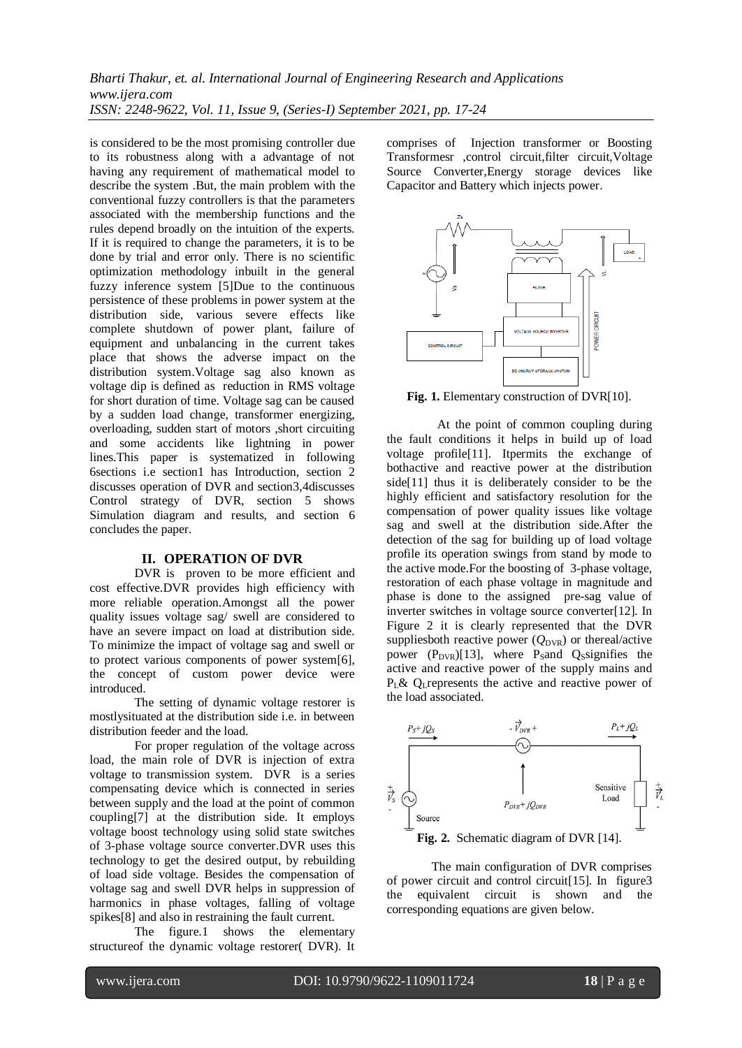is considered to be the most promising controller due to its robustness along with a advantage of not having any requirement of mathematical model to describe the system .But, the main problem with the conventional fuzzy controllers is that the parameters associated with the membership functions and the rules depend broadly on the intuition of the experts. If it is required to change the parameters, it is to be done by trial and error only. There is no scientific optimization methodology inbuilt in the general fuzzy inference system [5]Due to the continuous persistence of these problems in power system at the distribution side, various severe effects like complete shutdown of power plant, failure of equipment and unbalancing in the current takes place that shows the adverse impact on the distribution system.Voltage sag also known as voltage dip is defined as reduction in RMS voltage for short duration of time. Voltage sag can be caused by a sudden load change, transformer energizing, overloading, sudden start of motors ,short circuiting and some accidents like lightning in power lines.This paper is systematized in following 6sections i.e section1 has Introduction, section 2 discusses operation of DVR and section3,4discusses Control strategy of DVR, section 5 shows Simulation diagram and results, and section 6 concludes the paper.

## II. OPERATION OF DVR

DVR is proven to be more efficient and cost effective.DVR provides high efficiency with more reliable operation.Amongst all the power quality issues voltage sag/ swell are considered to have an severe impact on load at distribution side. To minimize the impact of voltage sag and swell or to protect various components of power system[6], the concept of custom power device were introduced.

The setting of dynamic voltage restorer is mostlysituated at the distribution side i.e. in between distribution feeder and the load.

For proper regulation of the voltage across load, the main role of DVR is injection of extra voltage to transmission system. DVR is a series compensating device which is connected in series between supply and the load at the point of common coupling[7] at the distribution side. It employs voltage boost technology using solid state switches of 3-phase voltage source converter.DVR uses this technology to get the desired output, by rebuilding of load side voltage. Besides the compensation of voltage sag and swell DVR helps in suppression of harmonics in phase voltages, falling of voltage spikes[8] and also in restraining the fault current.

The figure.1 shows the elementary structureof the dynamic voltage restorer( DVR). It comprises of Injection transformer or Boosting Transformesr ,control circuit,filter circuit,Voltage Source Converter,Energy storage devices like Capacitor and Battery which injects power.

**Fig. 1.** Elementary construction of DVR[10].

At the point of common coupling during the fault conditions it helps in build up of load voltage profile[11]. Itpermits the exchange of bothactive and reactive power at the distribution side[11] thus it is deliberately consider to be the highly efficient and satisfactory resolution for the compensation of power quality issues like voltage sag and swell at the distribution side.After the detection of the sag for building up of load voltage profile its operation swings from stand by mode to the active mode.For the boosting of 3-phase voltage, restoration of each phase voltage in magnitude and phase is done to the assigned pre-sag value of inverter switches in voltage source converter[12]. In Figure 2 it is clearly represented that the DVR suppliesboth reactive power ($Q_{DVR}$) or thereal/active power ($P_{DVR}$)[13], where $P_S$and $Q_S$signifies the active and reactive power of the supply mains and $P_L$& $Q_L$represents the active and reactive power of the load associated.

**Fig. 2.** Schematic diagram of DVR [14].

The main configuration of DVR comprises of power circuit and control circuit[15]. In figure3 the equivalent circuit is shown and the corresponding equations are given below.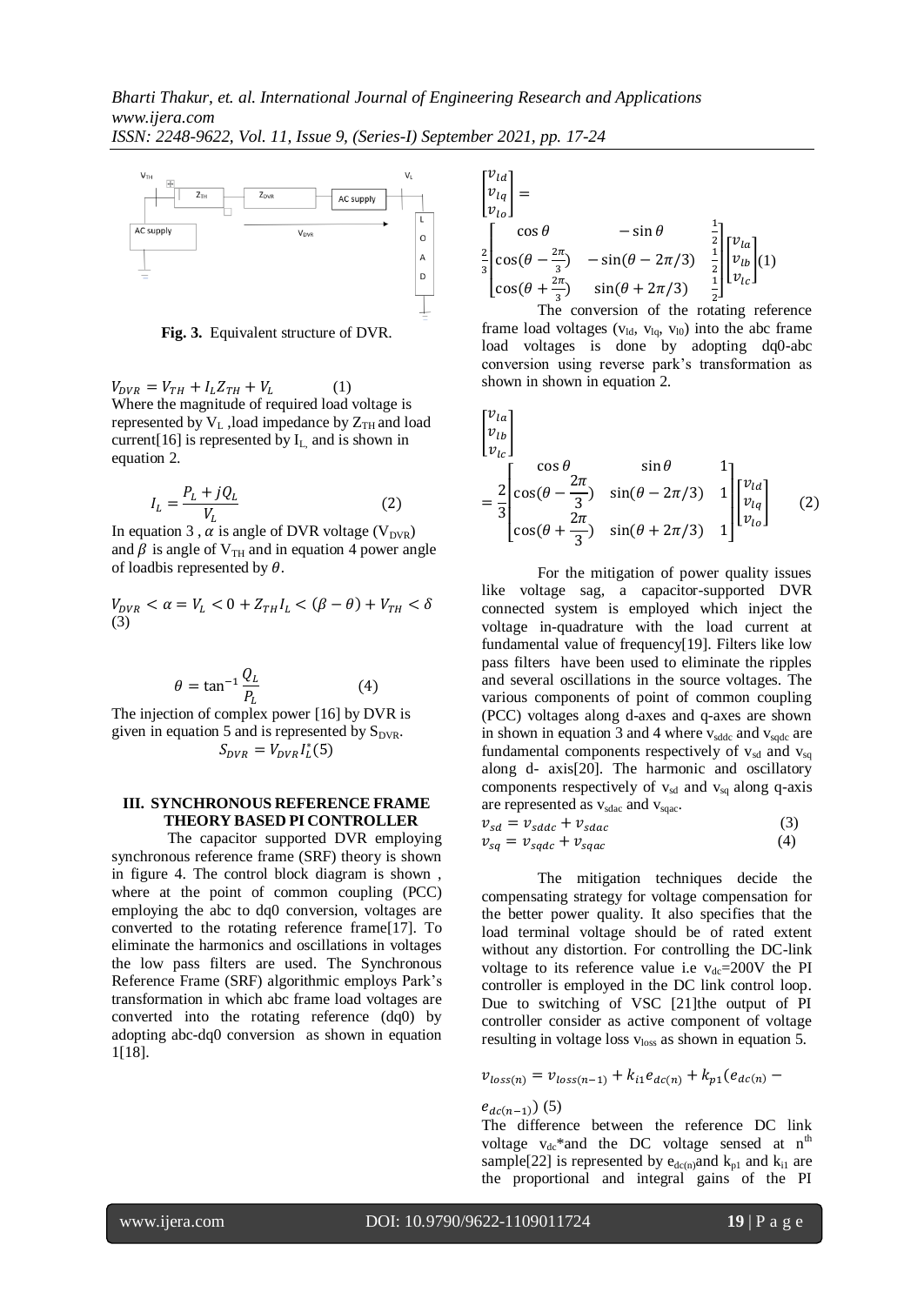**Fig. 3.** Equivalent structure of DVR.

$$V_{DVR} = V_{TH} + I_L Z_{TH} + V_L \quad (1)$$

Where the magnitude of required load voltage is represented by $V_L$ ,load impedance by $Z_{TH}$ and load current[16] is represented by $I_L$ and is shown in equation 2.

$$I_L = \frac{P_L + jQ_L}{V_L} \quad (2)$$

In equation 3 , $\alpha$ is angle of DVR voltage ($V_{DVR}$) and $\beta$ is angle of $V_{TH}$ and in equation 4 power angle of loadbis represented by $\theta$.

$$V_{DVR} < \alpha = V_L < 0 + Z_{TH} I_L < (\beta - \theta) + V_{TH} < \delta \quad (3)$$

$$\theta = \tan^{-1}\frac{Q_L}{P_L} \quad (4)$$

The injection of complex power [16] by DVR is given in equation 5 and is represented by $S_{DVR}$.

$$S_{DVR} = V_{DVR} I_L^* (5)$$

## III. SYNCHRONOUS REFERENCE FRAME THEORY BASED PI CONTROLLER

The capacitor supported DVR employing synchronous reference frame (SRF) theory is shown in figure 4. The control block diagram is shown , where at the point of common coupling (PCC) employing the abc to dq0 conversion, voltages are converted to the rotating reference frame[17]. To eliminate the harmonics and oscillations in voltages the low pass filters are used. The Synchronous Reference Frame (SRF) algorithmic employs Park's transformation in which abc frame load voltages are converted into the rotating reference (dq0) by adopting abc-dq0 conversion as shown in equation 1[18].

$$\begin{bmatrix} v_{ld} \\ v_{lq} \\ v_{lo} \end{bmatrix} = \frac{2}{3}\begin{bmatrix} \cos\theta & -\sin\theta & \frac{1}{2} \\ \cos(\theta - \frac{2\pi}{3}) & -\sin(\theta - 2\pi/3) & \frac{1}{2} \\ \cos(\theta + \frac{2\pi}{3}) & \sin(\theta + 2\pi/3) & \frac{1}{2} \end{bmatrix}\begin{bmatrix} v_{la} \\ v_{lb} \\ v_{lc} \end{bmatrix} (1)$$

The conversion of the rotating reference frame load voltages ($v_{ld}$, $v_{lq}$, $v_{l0}$) into the abc frame load voltages is done by adopting dq0-abc conversion using reverse park's transformation as shown in shown in equation 2.

$$\begin{bmatrix} v_{la} \\ v_{lb} \\ v_{lc} \end{bmatrix} = \frac{2}{3}\begin{bmatrix} \cos\theta & \sin\theta & 1 \\ \cos(\theta - \frac{2\pi}{3}) & \sin(\theta - 2\pi/3) & 1 \\ \cos(\theta + \frac{2\pi}{3}) & \sin(\theta + 2\pi/3) & 1 \end{bmatrix}\begin{bmatrix} v_{ld} \\ v_{lq} \\ v_{lo} \end{bmatrix} \quad (2)$$

For the mitigation of power quality issues like voltage sag, a capacitor-supported DVR connected system is employed which inject the voltage in-quadrature with the load current at fundamental value of frequency[19]. Filters like low pass filters have been used to eliminate the ripples and several oscillations in the source voltages. The various components of point of common coupling (PCC) voltages along d-axes and q-axes are shown in shown in equation 3 and 4 where $v_{sddc}$ and $v_{sqdc}$ are fundamental components respectively of $v_{sd}$ and $v_{sq}$ along d- axis[20]. The harmonic and oscillatory components respectively of $v_{sd}$ and $v_{sq}$ along q-axis are represented as $v_{sdac}$ and $v_{sqac}$.

$$v_{sd} = v_{sddc} + v_{sdac} \quad (3)$$

$$v_{sq} = v_{sqdc} + v_{sqac} \quad (4)$$

The mitigation techniques decide the compensating strategy for voltage compensation for the better power quality. It also specifies that the load terminal voltage should be of rated extent without any distortion. For controlling the DC-link voltage to its reference value i.e $v_{dc}$=200V the PI controller is employed in the DC link control loop. Due to switching of VSC [21]the output of PI controller consider as active component of voltage resulting in voltage loss $v_{loss}$ as shown in equation 5.

$$v_{loss(n)} = v_{loss(n-1)} + k_{i1} e_{dc(n)} + k_{p1}(e_{dc(n)} - e_{dc(n-1)}) \ (5)$$

The difference between the reference DC link voltage $v_{dc}$*and the DC voltage sensed at $n^{th}$ sample[22] is represented by $e_{dc(n)}$and $k_{p1}$ and $k_{i1}$ are the proportional and integral gains of the PI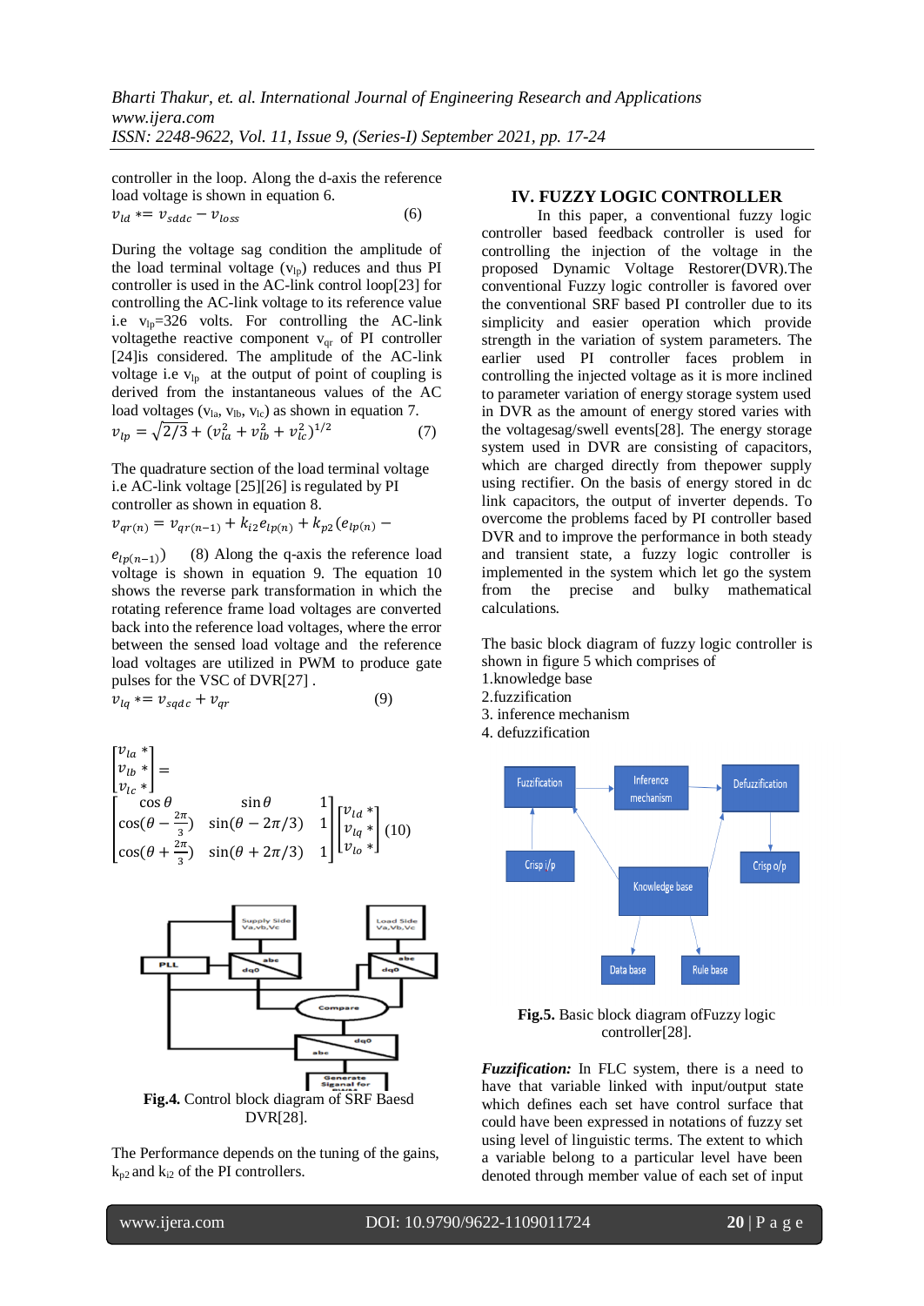controller in the loop. Along the d-axis the reference load voltage is shown in equation 6.

$$v_{ld} *= v_{sddc} - v_{loss} \quad (6)$$

During the voltage sag condition the amplitude of the load terminal voltage ($v_{lp}$) reduces and thus PI controller is used in the AC-link control loop[23] for controlling the AC-link voltage to its reference value i.e $v_{lp}$=326 volts. For controlling the AC-link voltagethe reactive component $v_{qr}$ of PI controller [24]is considered. The amplitude of the AC-link voltage i.e $v_{lp}$ at the output of point of coupling is derived from the instantaneous values of the AC load voltages ($v_{la}$, $v_{lb}$, $v_{lc}$) as shown in equation 7.

$$v_{lp} = \sqrt{2/3} + (v_{la}^2 + v_{lb}^2 + v_{lc}^2)^{1/2} \quad (7)$$

The quadrature section of the load terminal voltage i.e AC-link voltage [25][26] is regulated by PI controller as shown in equation 8.

$$v_{qr(n)} = v_{qr(n-1)} + k_{i2}e_{lp(n)} + k_{p2}(e_{lp(n)} - e_{lp(n-1)}) \quad (8)$$

Along the q-axis the reference load voltage is shown in equation 9. The equation 10 shows the reverse park transformation in which the rotating reference frame load voltages are converted back into the reference load voltages, where the error between the sensed load voltage and the reference load voltages are utilized in PWM to produce gate pulses for the VSC of DVR[27] .

$$v_{lq} *= v_{sqdc} + v_{qr} \quad (9)$$

$$\begin{bmatrix} v_{la} * \\ v_{lb} * \\ v_{lc} * \end{bmatrix} = \begin{bmatrix} \cos\theta & \sin\theta & 1 \\ \cos(\theta - \frac{2\pi}{3}) & \sin(\theta - 2\pi/3) & 1 \\ \cos(\theta + \frac{2\pi}{3}) & \sin(\theta + 2\pi/3) & 1 \end{bmatrix} \begin{bmatrix} v_{ld} * \\ v_{lq} * \\ v_{lo} * \end{bmatrix} \quad (10)$$

**Fig.4.** Control block diagram of SRF Baesd DVR[28].

The Performance depends on the tuning of the gains, $k_{p2}$ and $k_{i2}$ of the PI controllers.

## IV. FUZZY LOGIC CONTROLLER

In this paper, a conventional fuzzy logic controller based feedback controller is used for controlling the injection of the voltage in the proposed Dynamic Voltage Restorer(DVR).The conventional Fuzzy logic controller is favored over the conventional SRF based PI controller due to its simplicity and easier operation which provide strength in the variation of system parameters. The earlier used PI controller faces problem in controlling the injected voltage as it is more inclined to parameter variation of energy storage system used in DVR as the amount of energy stored varies with the voltagesag/swell events[28]. The energy storage system used in DVR are consisting of capacitors, which are charged directly from thepower supply using rectifier. On the basis of energy stored in dc link capacitors, the output of inverter depends. To overcome the problems faced by PI controller based DVR and to improve the performance in both steady and transient state, a fuzzy logic controller is implemented in the system which let go the system from the precise and bulky mathematical calculations.

The basic block diagram of fuzzy logic controller is shown in figure 5 which comprises of

1.knowledge base
2.fuzzification
3. inference mechanism
4. defuzzification

**Fig.5.** Basic block diagram ofFuzzy logic controller[28].

***Fuzzification:*** In FLC system, there is a need to have that variable linked with input/output state which defines each set have control surface that could have been expressed in notations of fuzzy set using level of linguistic terms. The extent to which a variable belong to a particular level have been denoted through member value of each set of input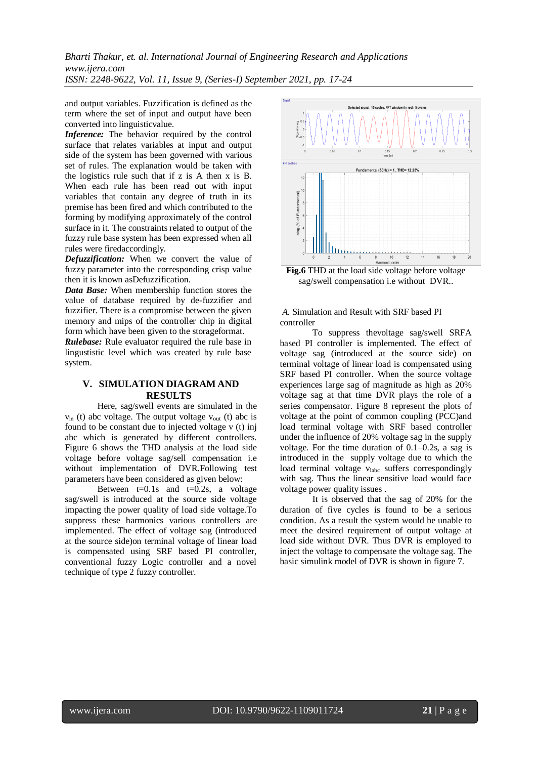and output variables. Fuzzification is defined as the term where the set of input and output have been converted into linguisticvalue.

***Inference:*** The behavior required by the control surface that relates variables at input and output side of the system has been governed with various set of rules. The explanation would be taken with the logistics rule such that if z is A then x is B. When each rule has been read out with input variables that contain any degree of truth in its premise has been fired and which contributed to the forming by modifying approximately of the control surface in it. The constraints related to output of the fuzzy rule base system has been expressed when all rules were firedaccordingly.

***Defuzzification:*** When we convert the value of fuzzy parameter into the corresponding crisp value then it is known asDefuzzification.

***Data Base:*** When membership function stores the value of database required by de-fuzzifier and fuzzifier. There is a compromise between the given memory and mips of the controller chip in digital form which have been given to the storageformat.

***Rulebase:*** Rule evaluator required the rule base in lingustistic level which was created by rule base system.

## V. SIMULATION DIAGRAM AND RESULTS

Here, sag/swell events are simulated in the $v_{in}$ (t) abc voltage. The output voltage $v_{out}$ (t) abc is found to be constant due to injected voltage v (t) inj abc which is generated by different controllers. Figure 6 shows the THD analysis at the load side voltage before voltage sag/sell compensation i.e without implementation of DVR.Following test parameters have been considered as given below:

Between t=0.1s and t=0.2s, a voltage sag/swell is introduced at the source side voltage impacting the power quality of load side voltage.To suppress these harmonics various controllers are implemented. The effect of voltage sag (introduced at the source side)on terminal voltage of linear load is compensated using SRF based PI controller, conventional fuzzy Logic controller and a novel technique of type 2 fuzzy controller.

**Fig.6** THD at the load side voltage before voltage sag/swell compensation i.e without DVR..

*A.* Simulation and Result with SRF based PI controller

To suppress thevoltage sag/swell SRFA based PI controller is implemented. The effect of voltage sag (introduced at the source side) on terminal voltage of linear load is compensated using SRF based PI controller. When the source voltage experiences large sag of magnitude as high as 20% voltage sag at that time DVR plays the role of a series compensator. Figure 8 represent the plots of voltage at the point of common coupling (PCC)and load terminal voltage with SRF based controller under the influence of 20% voltage sag in the supply voltage. For the time duration of 0.1–0.2s, a sag is introduced in the supply voltage due to which the load terminal voltage $v_{labc}$ suffers correspondingly with sag. Thus the linear sensitive load would face voltage power quality issues .

It is observed that the sag of 20% for the duration of five cycles is found to be a serious condition. As a result the system would be unable to meet the desired requirement of output voltage at load side without DVR. Thus DVR is employed to inject the voltage to compensate the voltage sag. The basic simulink model of DVR is shown in figure 7.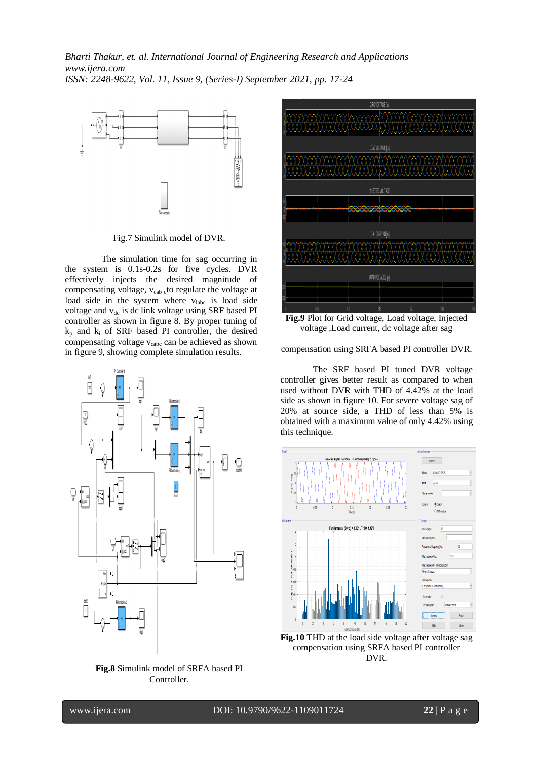Fig.7 Simulink model of DVR.

The simulation time for sag occurring in the system is 0.1s-0.2s for five cycles. DVR effectively injects the desired magnitude of compensating voltage, $v_{cab\ c}$ to regulate the voltage at load side in the system where $v_{labc}$ is load side voltage and $v_{dc}$ is dc link voltage using SRF based PI controller as shown in figure 8. By proper tuning of $k_p$ and $k_i$ of SRF based PI controller, the desired compensating voltage $v_{cabc}$ can be achieved as shown in figure 9, showing complete simulation results.

**Fig.8** Simulink model of SRFA based PI Controller.

**Fig.9** Plot for Grid voltage, Load voltage, Injected voltage ,Load current, dc voltage after sag compensation using SRFA based PI controller DVR.

The SRF based PI tuned DVR voltage controller gives better result as compared to when used without DVR with THD of 4.42% at the load side as shown in figure 10. For severe voltage sag of 20% at source side, a THD of less than 5% is obtained with a maximum value of only 4.42% using this technique.

**Fig.10** THD at the load side voltage after voltage sag compensation using SRFA based PI controller DVR.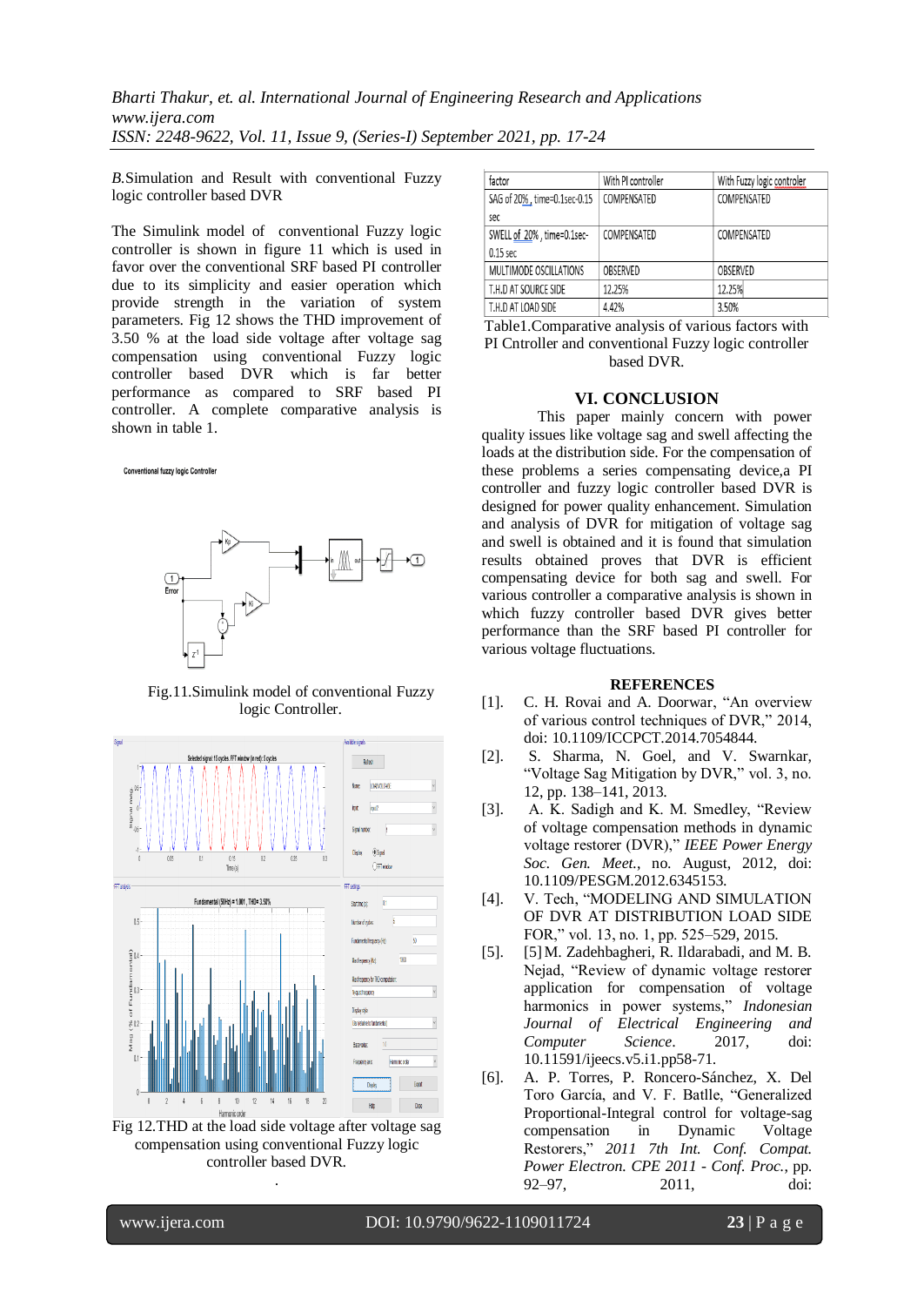*B.*Simulation and Result with conventional Fuzzy logic controller based DVR

The Simulink model of conventional Fuzzy logic controller is shown in figure 11 which is used in favor over the conventional SRF based PI controller due to its simplicity and easier operation which provide strength in the variation of system parameters. Fig 12 shows the THD improvement of 3.50 % at the load side voltage after voltage sag compensation using conventional Fuzzy logic controller based DVR which is far better performance as compared to SRF based PI controller. A complete comparative analysis is shown in table 1.

Fig.11.Simulink model of conventional Fuzzy logic Controller.

Fig 12.THD at the load side voltage after voltage sag compensation using conventional Fuzzy logic controller based DVR.

| factor | With PI controller | With Fuzzy logic controler |
|---|---|---|
| SAG of 20% , time=0.1sec-0.15 sec | COMPENSATED | COMPENSATED |
| SWELL of 20% , time=0.1sec-0.15 sec | COMPENSATED | COMPENSATED |
| MULTIMODE OSCILLATIONS | OBSERVED | OBSERVED |
| T.H.D AT SOURCE SIDE | 12.25% | 12.25% |
| T.H.D AT LOAD SIDE | 4.42% | 3.50% |

Table1.Comparative analysis of various factors with PI Cntroller and conventional Fuzzy logic controller based DVR.

## VI. CONCLUSION

This paper mainly concern with power quality issues like voltage sag and swell affecting the loads at the distribution side. For the compensation of these problems a series compensating device,a PI controller and fuzzy logic controller based DVR is designed for power quality enhancement. Simulation and analysis of DVR for mitigation of voltage sag and swell is obtained and it is found that simulation results obtained proves that DVR is efficient compensating device for both sag and swell. For various controller a comparative analysis is shown in which fuzzy controller based DVR gives better performance than the SRF based PI controller for various voltage fluctuations.

## REFERENCES

[1]. C. H. Rovai and A. Doorwar, "An overview of various control techniques of DVR," 2014, doi: 10.1109/ICCPCT.2014.7054844.

[2]. S. Sharma, N. Goel, and V. Swarnkar, "Voltage Sag Mitigation by DVR," vol. 3, no. 12, pp. 138–141, 2013.

[3]. A. K. Sadigh and K. M. Smedley, "Review of voltage compensation methods in dynamic voltage restorer (DVR)," *IEEE Power Energy Soc. Gen. Meet.*, no. August, 2012, doi: 10.1109/PESGM.2012.6345153.

[4]. V. Tech, "MODELING AND SIMULATION OF DVR AT DISTRIBUTION LOAD SIDE FOR," vol. 13, no. 1, pp. 525–529, 2015.

[5]. [5]M. Zadehbagheri, R. Ildarabadi, and M. B. Nejad, "Review of dynamic voltage restorer application for compensation of voltage harmonics in power systems," *Indonesian Journal of Electrical Engineering and Computer Science*. 2017, doi: 10.11591/ijeecs.v5.i1.pp58-71.

[6]. A. P. Torres, P. Roncero-Sánchez, X. Del Toro García, and V. F. Batlle, "Generalized Proportional-Integral control for voltage-sag compensation in Dynamic Voltage Restorers," *2011 7th Int. Conf. Compat. Power Electron. CPE 2011 - Conf. Proc.*, pp. 92–97, 2011, doi: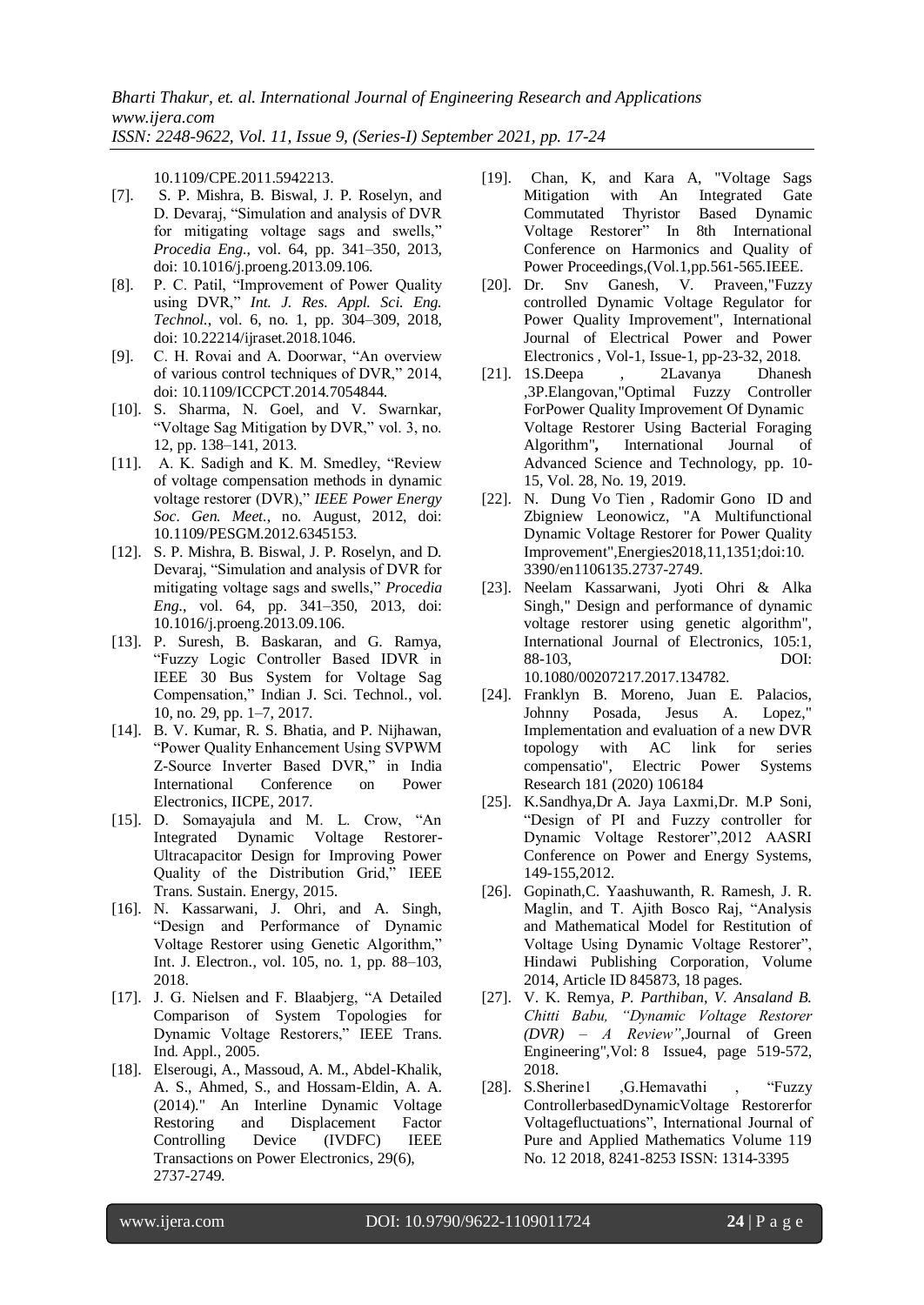10.1109/CPE.2011.5942213.

[7]. S. P. Mishra, B. Biswal, J. P. Roselyn, and D. Devaraj, "Simulation and analysis of DVR for mitigating voltage sags and swells," *Procedia Eng.*, vol. 64, pp. 341–350, 2013, doi: 10.1016/j.proeng.2013.09.106.

[8]. P. C. Patil, "Improvement of Power Quality using DVR," *Int. J. Res. Appl. Sci. Eng. Technol.*, vol. 6, no. 1, pp. 304–309, 2018, doi: 10.22214/ijraset.2018.1046.

[9]. C. H. Rovai and A. Doorwar, "An overview of various control techniques of DVR," 2014, doi: 10.1109/ICCPCT.2014.7054844.

[10]. S. Sharma, N. Goel, and V. Swarnkar, "Voltage Sag Mitigation by DVR," vol. 3, no. 12, pp. 138–141, 2013.

[11]. A. K. Sadigh and K. M. Smedley, "Review of voltage compensation methods in dynamic voltage restorer (DVR)," *IEEE Power Energy Soc. Gen. Meet.*, no. August, 2012, doi: 10.1109/PESGM.2012.6345153.

[12]. S. P. Mishra, B. Biswal, J. P. Roselyn, and D. Devaraj, "Simulation and analysis of DVR for mitigating voltage sags and swells," *Procedia Eng.*, vol. 64, pp. 341–350, 2013, doi: 10.1016/j.proeng.2013.09.106.

[13]. P. Suresh, B. Baskaran, and G. Ramya, "Fuzzy Logic Controller Based IDVR in IEEE 30 Bus System for Voltage Sag Compensation," Indian J. Sci. Technol., vol. 10, no. 29, pp. 1–7, 2017.

[14]. B. V. Kumar, R. S. Bhatia, and P. Nijhawan, "Power Quality Enhancement Using SVPWM Z-Source Inverter Based DVR," in India International Conference on Power Electronics, IICPE, 2017.

[15]. D. Somayajula and M. L. Crow, "An Integrated Dynamic Voltage Restorer-Ultracapacitor Design for Improving Power Quality of the Distribution Grid," IEEE Trans. Sustain. Energy, 2015.

[16]. N. Kassarwani, J. Ohri, and A. Singh, "Design and Performance of Dynamic Voltage Restorer using Genetic Algorithm," Int. J. Electron., vol. 105, no. 1, pp. 88–103, 2018.

[17]. J. G. Nielsen and F. Blaabjerg, "A Detailed Comparison of System Topologies for Dynamic Voltage Restorers," IEEE Trans. Ind. Appl., 2005.

[18]. Elserougi, A., Massoud, A. M., Abdel-Khalik, A. S., Ahmed, S., and Hossam-Eldin, A. A. (2014)." An Interline Dynamic Voltage Restoring and Displacement Factor Controlling Device (IVDFC) IEEE Transactions on Power Electronics, 29(6), 2737-2749.

[19]. Chan, K, and Kara A, "Voltage Sags Mitigation with An Integrated Gate Commutated Thyristor Based Dynamic Voltage Restorer" In 8th International Conference on Harmonics and Quality of Power Proceedings,(Vol.1,pp.561-565.IEEE.

[20]. Dr. Snv Ganesh, V. Praveen,"Fuzzy controlled Dynamic Voltage Regulator for Power Quality Improvement", International Journal of Electrical Power and Power Electronics , Vol-1, Issue-1, pp-23-32, 2018.

[21]. 1S.Deepa , 2Lavanya Dhanesh ,3P.Elangovan,"Optimal Fuzzy Controller ForPower Quality Improvement Of Dynamic Voltage Restorer Using Bacterial Foraging Algorithm"**,** International Journal of Advanced Science and Technology, pp. 10-15, Vol. 28, No. 19, 2019.

[22]. N. Dung Vo Tien , Radomir Gono ID and Zbigniew Leonowicz, "A Multifunctional Dynamic Voltage Restorer for Power Quality Improvement",Energies2018,11,1351;doi:10. 3390/en1106135.2737-2749.

[23]. Neelam Kassarwani, Jyoti Ohri & Alka Singh," Design and performance of dynamic voltage restorer using genetic algorithm", International Journal of Electronics, 105:1, 88-103, DOI: 10.1080/00207217.2017.134782.

[24]. Franklyn B. Moreno, Juan E. Palacios, Johnny Posada, Jesus A. Lopez," Implementation and evaluation of a new DVR topology with AC link for series compensatio", Electric Power Systems Research 181 (2020) 106184

[25]. K.Sandhya,Dr A. Jaya Laxmi,Dr. M.P Soni, "Design of PI and Fuzzy controller for Dynamic Voltage Restorer",2012 AASRI Conference on Power and Energy Systems, 149-155,2012.

[26]. Gopinath,C. Yaashuwanth, R. Ramesh, J. R. Maglin, and T. Ajith Bosco Raj, "Analysis and Mathematical Model for Restitution of Voltage Using Dynamic Voltage Restorer", Hindawi Publishing Corporation, Volume 2014, Article ID 845873, 18 pages.

[27]. V. K. Remya, *P. Parthiban, V. Ansaland B. Chitti Babu, "Dynamic Voltage Restorer (DVR) – A Review"*,Journal of Green Engineering",Vol: 8 Issue4, page 519-572, 2018.

[28]. S.Sherine1 ,G.Hemavathi , "Fuzzy ControllerbasedDynamicVoltage Restorerfor Voltagefluctuations", International Journal of Pure and Applied Mathematics Volume 119 No. 12 2018, 8241-8253 ISSN: 1314-3395